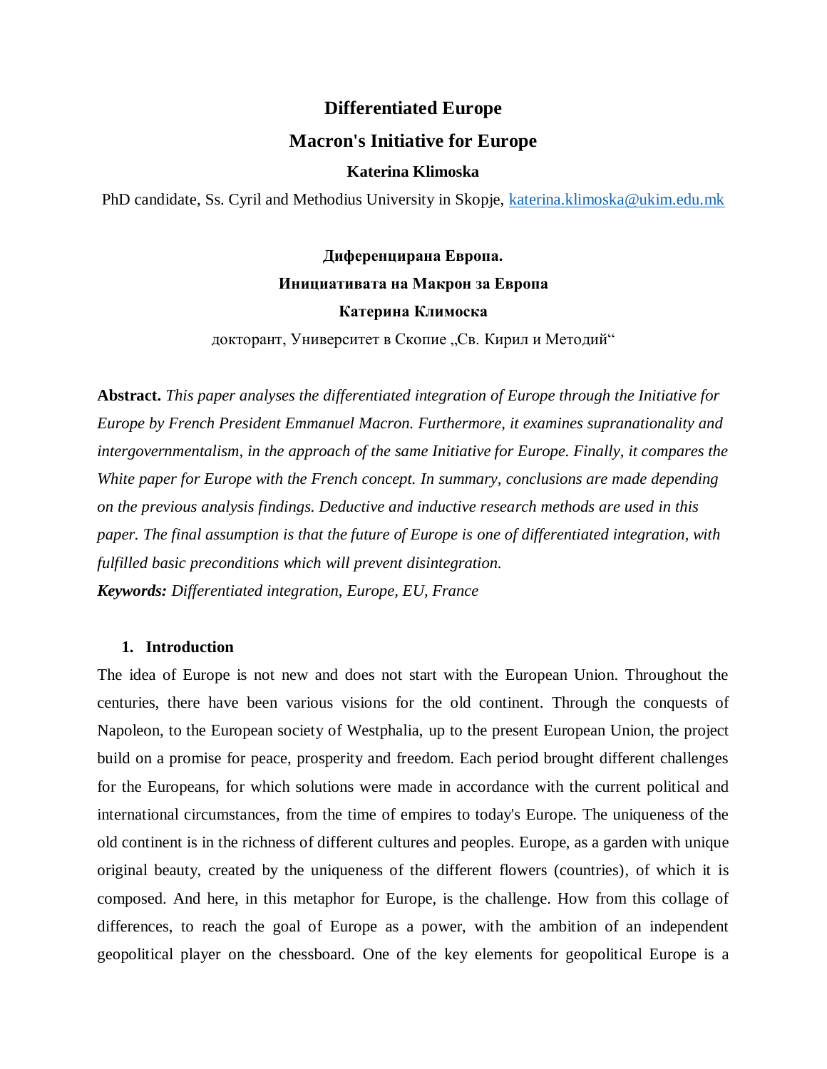# Differentiated Europe

## Macron's Initiative for Europe

**Katerina Klimoska**

PhD candidate, Ss. Cyril and Methodius University in Skopje, katerina.klimoska@ukim.edu.mk

**Диференцирана Европа.**

**Инициативата на Макрон за Европа**

**Катерина Климоска**

докторант, Университет в Скопие „Св. Кирил и Методий“

**Abstract.** *This paper analyses the differentiated integration of Europe through the Initiative for Europe by French President Emmanuel Macron. Furthermore, it examines supranationality and intergovernmentalism, in the approach of the same Initiative for Europe. Finally, it compares the White paper for Europe with the French concept. In summary, conclusions are made depending on the previous analysis findings. Deductive and inductive research methods are used in this paper. The final assumption is that the future of Europe is one of differentiated integration, with fulfilled basic preconditions which will prevent disintegration.*

***Keywords:*** *Differentiated integration, Europe, EU, France*

### 1. Introduction

The idea of Europe is not new and does not start with the European Union. Throughout the centuries, there have been various visions for the old continent. Through the conquests of Napoleon, to the European society of Westphalia, up to the present European Union, the project build on a promise for peace, prosperity and freedom. Each period brought different challenges for the Europeans, for which solutions were made in accordance with the current political and international circumstances, from the time of empires to today's Europe. The uniqueness of the old continent is in the richness of different cultures and peoples. Europe, as a garden with unique original beauty, created by the uniqueness of the different flowers (countries), of which it is composed. And here, in this metaphor for Europe, is the challenge. How from this collage of differences, to reach the goal of Europe as a power, with the ambition of an independent geopolitical player on the chessboard. One of the key elements for geopolitical Europe is a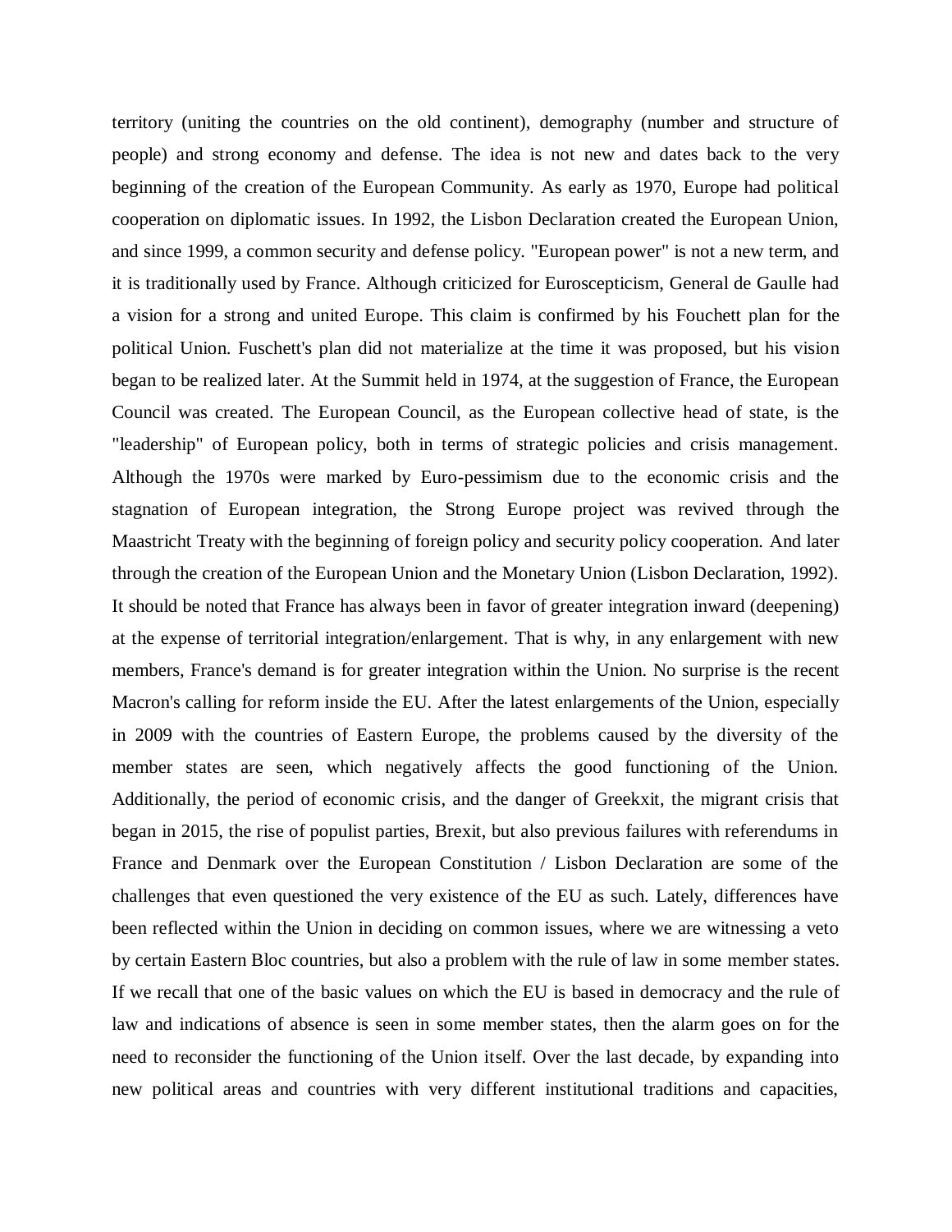territory (uniting the countries on the old continent), demography (number and structure of people) and strong economy and defense. The idea is not new and dates back to the very beginning of the creation of the European Community. As early as 1970, Europe had political cooperation on diplomatic issues. In 1992, the Lisbon Declaration created the European Union, and since 1999, a common security and defense policy. "European power" is not a new term, and it is traditionally used by France. Although criticized for Euroscepticism, General de Gaulle had a vision for a strong and united Europe. This claim is confirmed by his Fouchett plan for the political Union. Fuschett's plan did not materialize at the time it was proposed, but his vision began to be realized later. At the Summit held in 1974, at the suggestion of France, the European Council was created. The European Council, as the European collective head of state, is the "leadership" of European policy, both in terms of strategic policies and crisis management. Although the 1970s were marked by Euro-pessimism due to the economic crisis and the stagnation of European integration, the Strong Europe project was revived through the Maastricht Treaty with the beginning of foreign policy and security policy cooperation. And later through the creation of the European Union and the Monetary Union (Lisbon Declaration, 1992). It should be noted that France has always been in favor of greater integration inward (deepening) at the expense of territorial integration/enlargement. That is why, in any enlargement with new members, France's demand is for greater integration within the Union. No surprise is the recent Macron's calling for reform inside the EU. After the latest enlargements of the Union, especially in 2009 with the countries of Eastern Europe, the problems caused by the diversity of the member states are seen, which negatively affects the good functioning of the Union. Additionally, the period of economic crisis, and the danger of Greekxit, the migrant crisis that began in 2015, the rise of populist parties, Brexit, but also previous failures with referendums in France and Denmark over the European Constitution / Lisbon Declaration are some of the challenges that even questioned the very existence of the EU as such. Lately, differences have been reflected within the Union in deciding on common issues, where we are witnessing a veto by certain Eastern Bloc countries, but also a problem with the rule of law in some member states. If we recall that one of the basic values on which the EU is based in democracy and the rule of law and indications of absence is seen in some member states, then the alarm goes on for the need to reconsider the functioning of the Union itself. Over the last decade, by expanding into new political areas and countries with very different institutional traditions and capacities,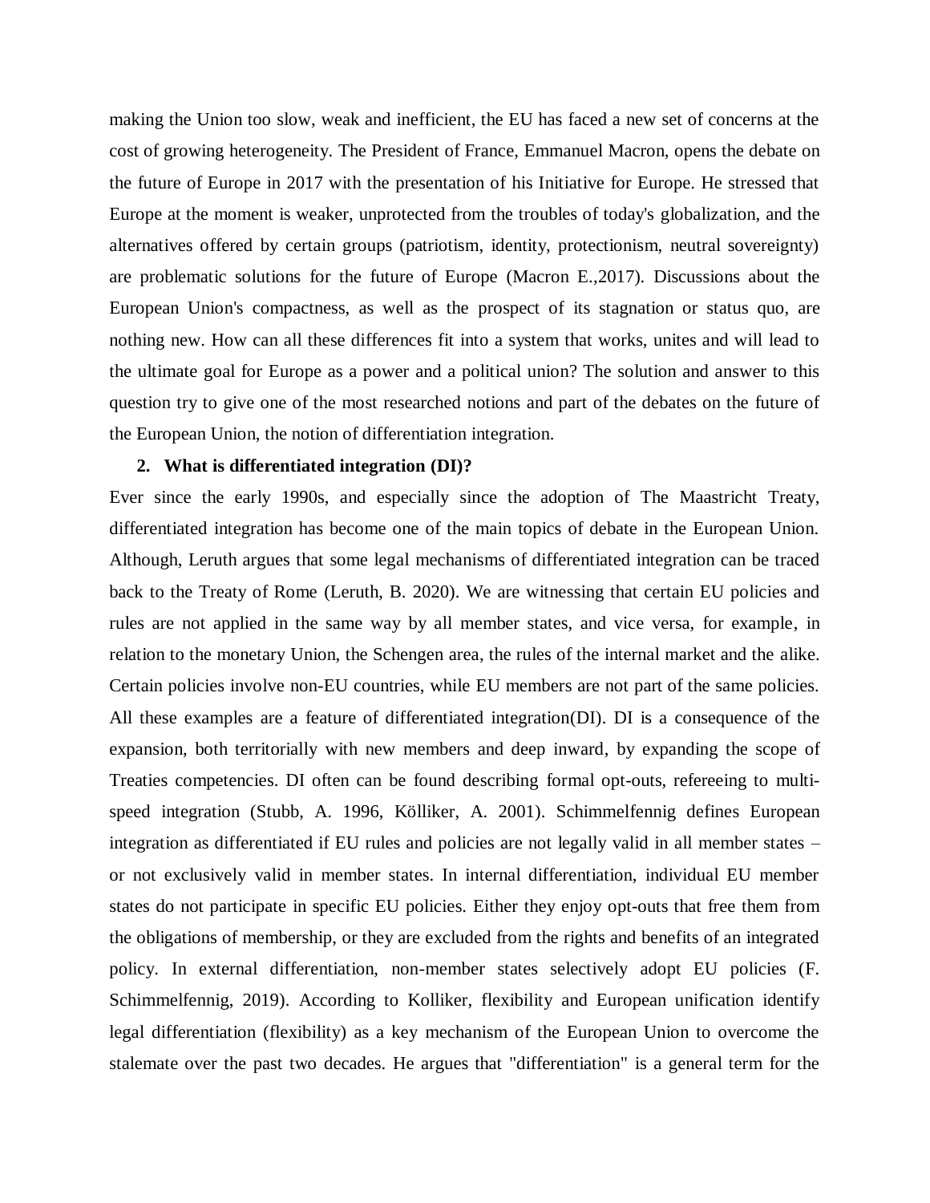making the Union too slow, weak and inefficient, the EU has faced a new set of concerns at the cost of growing heterogeneity. The President of France, Emmanuel Macron, opens the debate on the future of Europe in 2017 with the presentation of his Initiative for Europe. He stressed that Europe at the moment is weaker, unprotected from the troubles of today's globalization, and the alternatives offered by certain groups (patriotism, identity, protectionism, neutral sovereignty) are problematic solutions for the future of Europe (Macron E.,2017). Discussions about the European Union's compactness, as well as the prospect of its stagnation or status quo, are nothing new. How can all these differences fit into a system that works, unites and will lead to the ultimate goal for Europe as a power and a political union? The solution and answer to this question try to give one of the most researched notions and part of the debates on the future of the European Union, the notion of differentiation integration.

## 2. What is differentiated integration (DI)?

Ever since the early 1990s, and especially since the adoption of The Maastricht Treaty, differentiated integration has become one of the main topics of debate in the European Union. Although, Leruth argues that some legal mechanisms of differentiated integration can be traced back to the Treaty of Rome (Leruth, B. 2020). We are witnessing that certain EU policies and rules are not applied in the same way by all member states, and vice versa, for example, in relation to the monetary Union, the Schengen area, the rules of the internal market and the alike. Certain policies involve non-EU countries, while EU members are not part of the same policies. All these examples are a feature of differentiated integration(DI). DI is a consequence of the expansion, both territorially with new members and deep inward, by expanding the scope of Treaties competencies. DI often can be found describing formal opt-outs, refereeing to multi-speed integration (Stubb, A. 1996, Kölliker, A. 2001). Schimmelfennig defines European integration as differentiated if EU rules and policies are not legally valid in all member states – or not exclusively valid in member states. In internal differentiation, individual EU member states do not participate in specific EU policies. Either they enjoy opt-outs that free them from the obligations of membership, or they are excluded from the rights and benefits of an integrated policy. In external differentiation, non-member states selectively adopt EU policies (F. Schimmelfennig, 2019). According to Kolliker, flexibility and European unification identify legal differentiation (flexibility) as a key mechanism of the European Union to overcome the stalemate over the past two decades. He argues that "differentiation" is a general term for the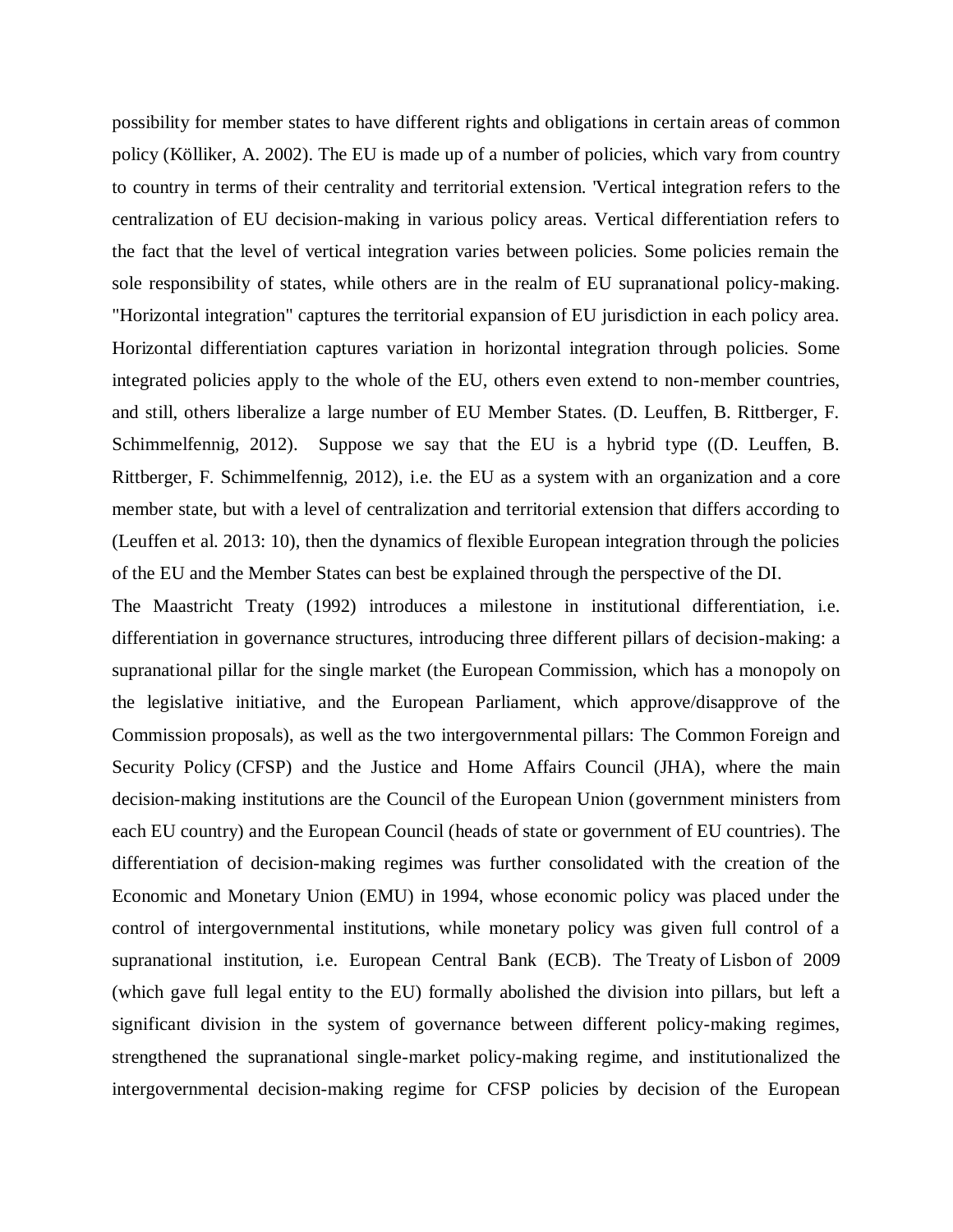possibility for member states to have different rights and obligations in certain areas of common policy (Kölliker, A. 2002). The EU is made up of a number of policies, which vary from country to country in terms of their centrality and territorial extension. 'Vertical integration refers to the centralization of EU decision-making in various policy areas. Vertical differentiation refers to the fact that the level of vertical integration varies between policies. Some policies remain the sole responsibility of states, while others are in the realm of EU supranational policy-making. "Horizontal integration" captures the territorial expansion of EU jurisdiction in each policy area. Horizontal differentiation captures variation in horizontal integration through policies. Some integrated policies apply to the whole of the EU, others even extend to non-member countries, and still, others liberalize a large number of EU Member States. (D. Leuffen, B. Rittberger, F. Schimmelfennig, 2012). Suppose we say that the EU is a hybrid type ((D. Leuffen, B. Rittberger, F. Schimmelfennig, 2012), i.e. the EU as a system with an organization and a core member state, but with a level of centralization and territorial extension that differs according to (Leuffen et al. 2013: 10), then the dynamics of flexible European integration through the policies of the EU and the Member States can best be explained through the perspective of the DI.

The Maastricht Treaty (1992) introduces a milestone in institutional differentiation, i.e. differentiation in governance structures, introducing three different pillars of decision-making: a supranational pillar for the single market (the European Commission, which has a monopoly on the legislative initiative, and the European Parliament, which approve/disapprove of the Commission proposals), as well as the two intergovernmental pillars: The Common Foreign and Security Policy (CFSP) and the Justice and Home Affairs Council (JHA), where the main decision-making institutions are the Council of the European Union (government ministers from each EU country) and the European Council (heads of state or government of EU countries). The differentiation of decision-making regimes was further consolidated with the creation of the Economic and Monetary Union (EMU) in 1994, whose economic policy was placed under the control of intergovernmental institutions, while monetary policy was given full control of a supranational institution, i.e. European Central Bank (ECB). The Treaty of Lisbon of 2009 (which gave full legal entity to the EU) formally abolished the division into pillars, but left a significant division in the system of governance between different policy-making regimes, strengthened the supranational single-market policy-making regime, and institutionalized the intergovernmental decision-making regime for CFSP policies by decision of the European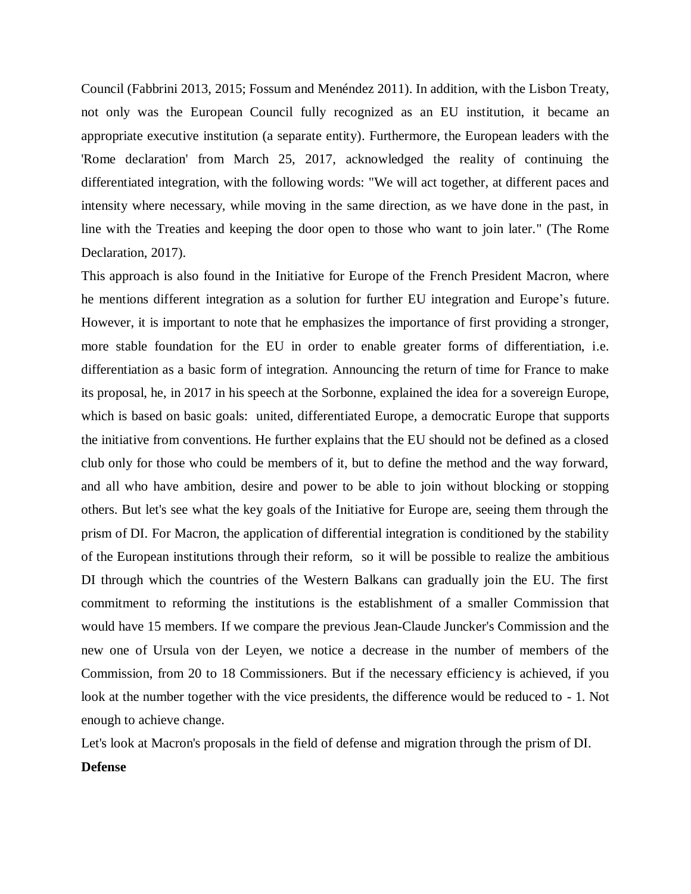Council (Fabbrini 2013, 2015; Fossum and Menéndez 2011). In addition, with the Lisbon Treaty, not only was the European Council fully recognized as an EU institution, it became an appropriate executive institution (a separate entity). Furthermore, the European leaders with the 'Rome declaration' from March 25, 2017, acknowledged the reality of continuing the differentiated integration, with the following words: "We will act together, at different paces and intensity where necessary, while moving in the same direction, as we have done in the past, in line with the Treaties and keeping the door open to those who want to join later." (The Rome Declaration, 2017).

This approach is also found in the Initiative for Europe of the French President Macron, where he mentions different integration as a solution for further EU integration and Europe's future. However, it is important to note that he emphasizes the importance of first providing a stronger, more stable foundation for the EU in order to enable greater forms of differentiation, i.e. differentiation as a basic form of integration. Announcing the return of time for France to make its proposal, he, in 2017 in his speech at the Sorbonne, explained the idea for a sovereign Europe, which is based on basic goals: united, differentiated Europe, a democratic Europe that supports the initiative from conventions. He further explains that the EU should not be defined as a closed club only for those who could be members of it, but to define the method and the way forward, and all who have ambition, desire and power to be able to join without blocking or stopping others. But let's see what the key goals of the Initiative for Europe are, seeing them through the prism of DI. For Macron, the application of differential integration is conditioned by the stability of the European institutions through their reform, so it will be possible to realize the ambitious DI through which the countries of the Western Balkans can gradually join the EU. The first commitment to reforming the institutions is the establishment of a smaller Commission that would have 15 members. If we compare the previous Jean-Claude Juncker's Commission and the new one of Ursula von der Leyen, we notice a decrease in the number of members of the Commission, from 20 to 18 Commissioners. But if the necessary efficiency is achieved, if you look at the number together with the vice presidents, the difference would be reduced to - 1. Not enough to achieve change.

Let's look at Macron's proposals in the field of defense and migration through the prism of DI.

**Defense**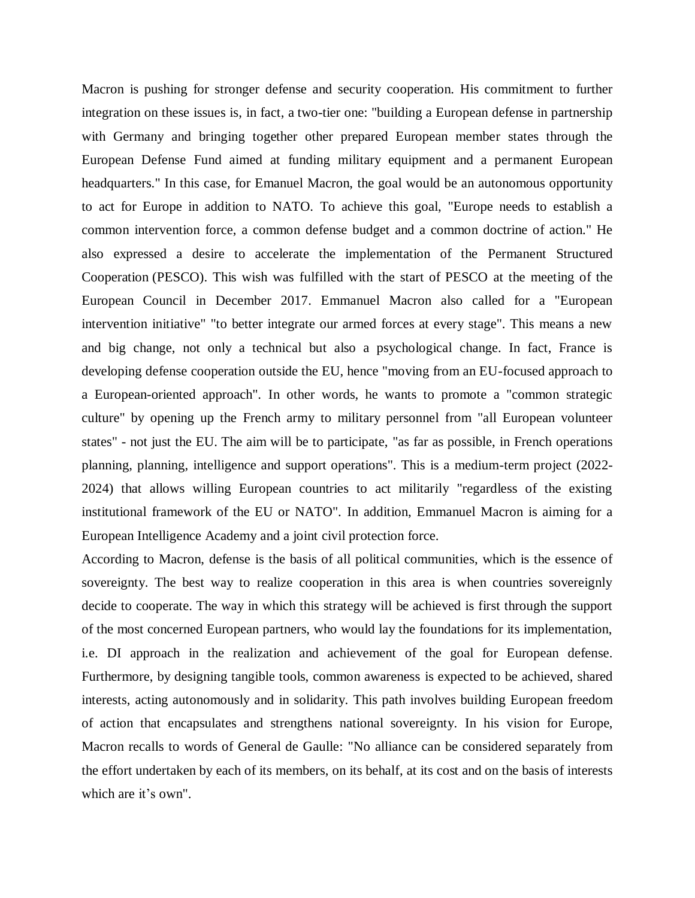Macron is pushing for stronger defense and security cooperation. His commitment to further integration on these issues is, in fact, a two-tier one: "building a European defense in partnership with Germany and bringing together other prepared European member states through the European Defense Fund aimed at funding military equipment and a permanent European headquarters." In this case, for Emanuel Macron, the goal would be an autonomous opportunity to act for Europe in addition to NATO. To achieve this goal, "Europe needs to establish a common intervention force, a common defense budget and a common doctrine of action." He also expressed a desire to accelerate the implementation of the Permanent Structured Cooperation (PESCO). This wish was fulfilled with the start of PESCO at the meeting of the European Council in December 2017. Emmanuel Macron also called for a "European intervention initiative" "to better integrate our armed forces at every stage". This means a new and big change, not only a technical but also a psychological change. In fact, France is developing defense cooperation outside the EU, hence "moving from an EU-focused approach to a European-oriented approach". In other words, he wants to promote a "common strategic culture" by opening up the French army to military personnel from "all European volunteer states" - not just the EU. The aim will be to participate, "as far as possible, in French operations planning, planning, intelligence and support operations". This is a medium-term project (2022-2024) that allows willing European countries to act militarily "regardless of the existing institutional framework of the EU or NATO". In addition, Emmanuel Macron is aiming for a European Intelligence Academy and a joint civil protection force.

According to Macron, defense is the basis of all political communities, which is the essence of sovereignty. The best way to realize cooperation in this area is when countries sovereignly decide to cooperate. The way in which this strategy will be achieved is first through the support of the most concerned European partners, who would lay the foundations for its implementation, i.e. DI approach in the realization and achievement of the goal for European defense. Furthermore, by designing tangible tools, common awareness is expected to be achieved, shared interests, acting autonomously and in solidarity. This path involves building European freedom of action that encapsulates and strengthens national sovereignty. In his vision for Europe, Macron recalls to words of General de Gaulle: "No alliance can be considered separately from the effort undertaken by each of its members, on its behalf, at its cost and on the basis of interests which are it's own".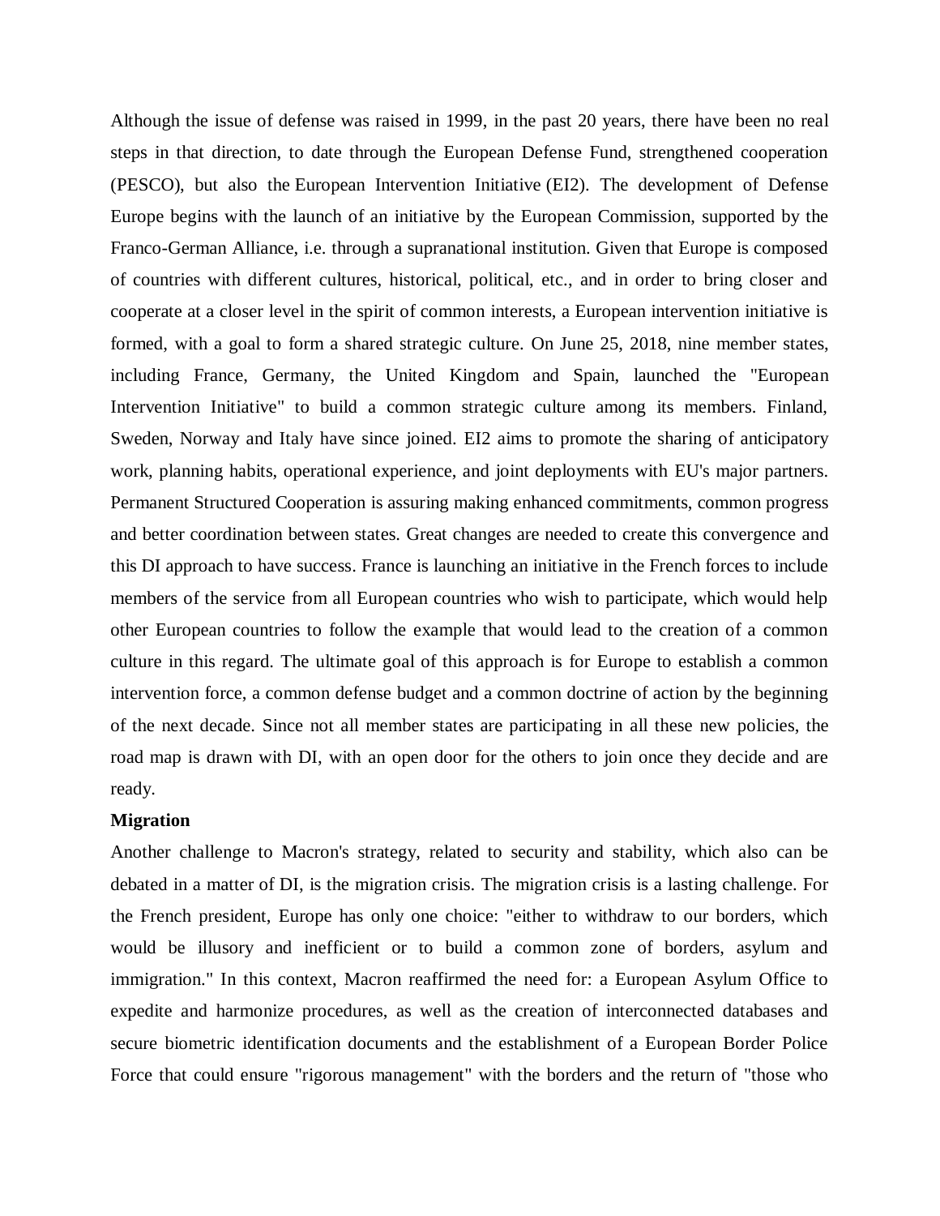Although the issue of defense was raised in 1999, in the past 20 years, there have been no real steps in that direction, to date through the European Defense Fund, strengthened cooperation (PESCO), but also the European Intervention Initiative (EI2). The development of Defense Europe begins with the launch of an initiative by the European Commission, supported by the Franco-German Alliance, i.e. through a supranational institution. Given that Europe is composed of countries with different cultures, historical, political, etc., and in order to bring closer and cooperate at a closer level in the spirit of common interests, a European intervention initiative is formed, with a goal to form a shared strategic culture. On June 25, 2018, nine member states, including France, Germany, the United Kingdom and Spain, launched the "European Intervention Initiative" to build a common strategic culture among its members. Finland, Sweden, Norway and Italy have since joined. EI2 aims to promote the sharing of anticipatory work, planning habits, operational experience, and joint deployments with EU's major partners. Permanent Structured Cooperation is assuring making enhanced commitments, common progress and better coordination between states. Great changes are needed to create this convergence and this DI approach to have success. France is launching an initiative in the French forces to include members of the service from all European countries who wish to participate, which would help other European countries to follow the example that would lead to the creation of a common culture in this regard. The ultimate goal of this approach is for Europe to establish a common intervention force, a common defense budget and a common doctrine of action by the beginning of the next decade. Since not all member states are participating in all these new policies, the road map is drawn with DI, with an open door for the others to join once they decide and are ready.

**Migration**

Another challenge to Macron's strategy, related to security and stability, which also can be debated in a matter of DI, is the migration crisis. The migration crisis is a lasting challenge. For the French president, Europe has only one choice: "either to withdraw to our borders, which would be illusory and inefficient or to build a common zone of borders, asylum and immigration." In this context, Macron reaffirmed the need for: a European Asylum Office to expedite and harmonize procedures, as well as the creation of interconnected databases and secure biometric identification documents and the establishment of a European Border Police Force that could ensure "rigorous management" with the borders and the return of "those who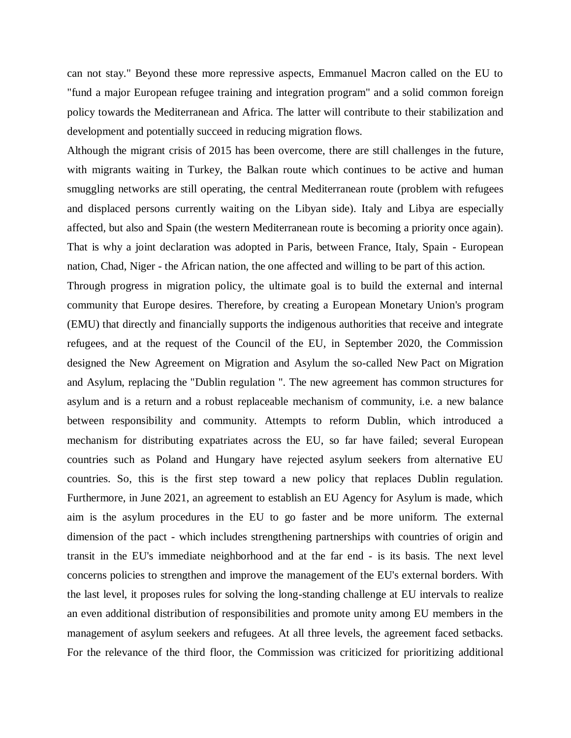can not stay." Beyond these more repressive aspects, Emmanuel Macron called on the EU to "fund a major European refugee training and integration program" and a solid common foreign policy towards the Mediterranean and Africa. The latter will contribute to their stabilization and development and potentially succeed in reducing migration flows.

Although the migrant crisis of 2015 has been overcome, there are still challenges in the future, with migrants waiting in Turkey, the Balkan route which continues to be active and human smuggling networks are still operating, the central Mediterranean route (problem with refugees and displaced persons currently waiting on the Libyan side). Italy and Libya are especially affected, but also and Spain (the western Mediterranean route is becoming a priority once again). That is why a joint declaration was adopted in Paris, between France, Italy, Spain - European nation, Chad, Niger - the African nation, the one affected and willing to be part of this action.

Through progress in migration policy, the ultimate goal is to build the external and internal community that Europe desires. Therefore, by creating a European Monetary Union's program (EMU) that directly and financially supports the indigenous authorities that receive and integrate refugees, and at the request of the Council of the EU, in September 2020, the Commission designed the New Agreement on Migration and Asylum the so-called New Pact on Migration and Asylum, replacing the "Dublin regulation ". The new agreement has common structures for asylum and is a return and a robust replaceable mechanism of community, i.e. a new balance between responsibility and community. Attempts to reform Dublin, which introduced a mechanism for distributing expatriates across the EU, so far have failed; several European countries such as Poland and Hungary have rejected asylum seekers from alternative EU countries. So, this is the first step toward a new policy that replaces Dublin regulation. Furthermore, in June 2021, an agreement to establish an EU Agency for Asylum is made, which aim is the asylum procedures in the EU to go faster and be more uniform. The external dimension of the pact - which includes strengthening partnerships with countries of origin and transit in the EU's immediate neighborhood and at the far end - is its basis. The next level concerns policies to strengthen and improve the management of the EU's external borders. With the last level, it proposes rules for solving the long-standing challenge at EU intervals to realize an even additional distribution of responsibilities and promote unity among EU members in the management of asylum seekers and refugees. At all three levels, the agreement faced setbacks. For the relevance of the third floor, the Commission was criticized for prioritizing additional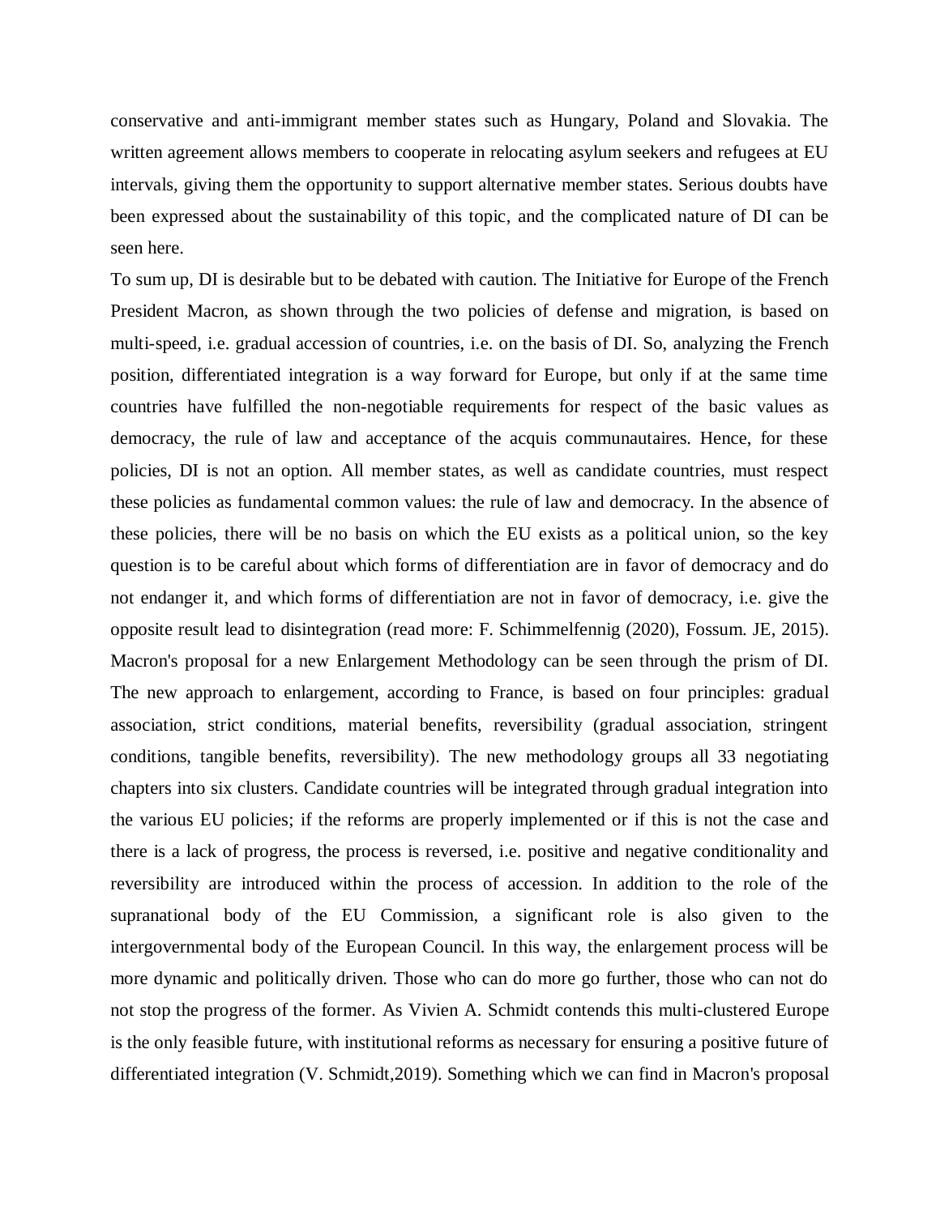conservative and anti-immigrant member states such as Hungary, Poland and Slovakia. The written agreement allows members to cooperate in relocating asylum seekers and refugees at EU intervals, giving them the opportunity to support alternative member states. Serious doubts have been expressed about the sustainability of this topic, and the complicated nature of DI can be seen here.

To sum up, DI is desirable but to be debated with caution. The Initiative for Europe of the French President Macron, as shown through the two policies of defense and migration, is based on multi-speed, i.e. gradual accession of countries, i.e. on the basis of DI. So, analyzing the French position, differentiated integration is a way forward for Europe, but only if at the same time countries have fulfilled the non-negotiable requirements for respect of the basic values as democracy, the rule of law and acceptance of the acquis communautaires. Hence, for these policies, DI is not an option. All member states, as well as candidate countries, must respect these policies as fundamental common values: the rule of law and democracy. In the absence of these policies, there will be no basis on which the EU exists as a political union, so the key question is to be careful about which forms of differentiation are in favor of democracy and do not endanger it, and which forms of differentiation are not in favor of democracy, i.e. give the opposite result lead to disintegration (read more: F. Schimmelfennig (2020), Fossum. JE, 2015). Macron's proposal for a new Enlargement Methodology can be seen through the prism of DI. The new approach to enlargement, according to France, is based on four principles: gradual association, strict conditions, material benefits, reversibility (gradual association, stringent conditions, tangible benefits, reversibility). The new methodology groups all 33 negotiating chapters into six clusters. Candidate countries will be integrated through gradual integration into the various EU policies; if the reforms are properly implemented or if this is not the case and there is a lack of progress, the process is reversed, i.e. positive and negative conditionality and reversibility are introduced within the process of accession. In addition to the role of the supranational body of the EU Commission, a significant role is also given to the intergovernmental body of the European Council. In this way, the enlargement process will be more dynamic and politically driven. Those who can do more go further, those who can not do not stop the progress of the former. As Vivien A. Schmidt contends this multi-clustered Europe is the only feasible future, with institutional reforms as necessary for ensuring a positive future of differentiated integration (V. Schmidt,2019). Something which we can find in Macron's proposal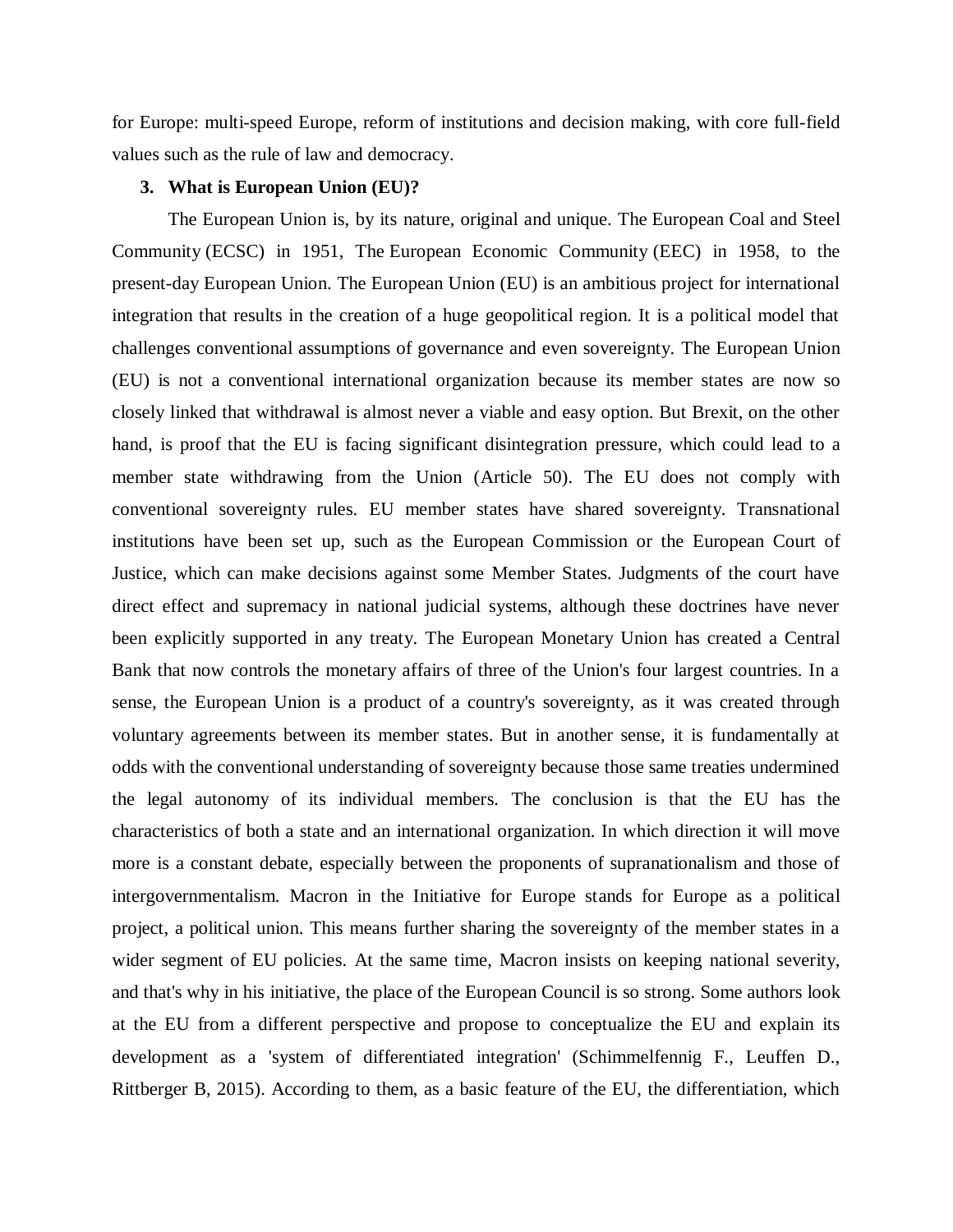for Europe: multi-speed Europe, reform of institutions and decision making, with core full-field values such as the rule of law and democracy.

## 3. What is European Union (EU)?

The European Union is, by its nature, original and unique. The European Coal and Steel Community (ECSC) in 1951, The European Economic Community (EEC) in 1958, to the present-day European Union. The European Union (EU) is an ambitious project for international integration that results in the creation of a huge geopolitical region. It is a political model that challenges conventional assumptions of governance and even sovereignty. The European Union (EU) is not a conventional international organization because its member states are now so closely linked that withdrawal is almost never a viable and easy option. But Brexit, on the other hand, is proof that the EU is facing significant disintegration pressure, which could lead to a member state withdrawing from the Union (Article 50). The EU does not comply with conventional sovereignty rules. EU member states have shared sovereignty. Transnational institutions have been set up, such as the European Commission or the European Court of Justice, which can make decisions against some Member States. Judgments of the court have direct effect and supremacy in national judicial systems, although these doctrines have never been explicitly supported in any treaty. The European Monetary Union has created a Central Bank that now controls the monetary affairs of three of the Union's four largest countries. In a sense, the European Union is a product of a country's sovereignty, as it was created through voluntary agreements between its member states. But in another sense, it is fundamentally at odds with the conventional understanding of sovereignty because those same treaties undermined the legal autonomy of its individual members. The conclusion is that the EU has the characteristics of both a state and an international organization. In which direction it will move more is a constant debate, especially between the proponents of supranationalism and those of intergovernmentalism. Macron in the Initiative for Europe stands for Europe as a political project, a political union. This means further sharing the sovereignty of the member states in a wider segment of EU policies. At the same time, Macron insists on keeping national severity, and that's why in his initiative, the place of the European Council is so strong. Some authors look at the EU from a different perspective and propose to conceptualize the EU and explain its development as a 'system of differentiated integration' (Schimmelfennig F., Leuffen D., Rittberger B, 2015). According to them, as a basic feature of the EU, the differentiation, which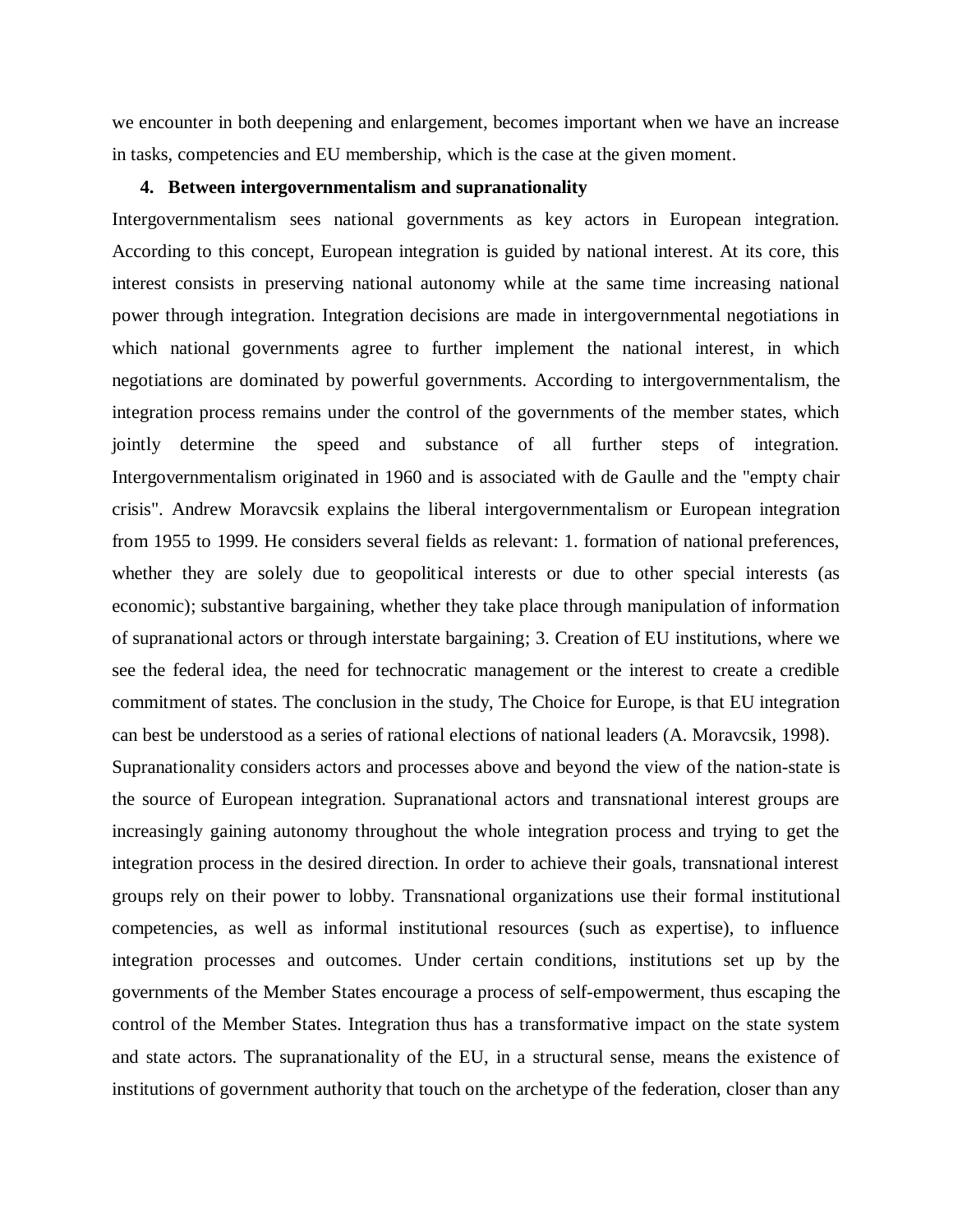we encounter in both deepening and enlargement, becomes important when we have an increase in tasks, competencies and EU membership, which is the case at the given moment.

## 4. Between intergovernmentalism and supranationality

Intergovernmentalism sees national governments as key actors in European integration. According to this concept, European integration is guided by national interest. At its core, this interest consists in preserving national autonomy while at the same time increasing national power through integration. Integration decisions are made in intergovernmental negotiations in which national governments agree to further implement the national interest, in which negotiations are dominated by powerful governments. According to intergovernmentalism, the integration process remains under the control of the governments of the member states, which jointly determine the speed and substance of all further steps of integration. Intergovernmentalism originated in 1960 and is associated with de Gaulle and the "empty chair crisis". Andrew Moravcsik explains the liberal intergovernmentalism or European integration from 1955 to 1999. He considers several fields as relevant: 1. formation of national preferences, whether they are solely due to geopolitical interests or due to other special interests (as economic); substantive bargaining, whether they take place through manipulation of information of supranational actors or through interstate bargaining; 3. Creation of EU institutions, where we see the federal idea, the need for technocratic management or the interest to create a credible commitment of states. The conclusion in the study, The Choice for Europe, is that EU integration can best be understood as a series of rational elections of national leaders (A. Moravcsik, 1998).

Supranationality considers actors and processes above and beyond the view of the nation-state is the source of European integration. Supranational actors and transnational interest groups are increasingly gaining autonomy throughout the whole integration process and trying to get the integration process in the desired direction. In order to achieve their goals, transnational interest groups rely on their power to lobby. Transnational organizations use their formal institutional competencies, as well as informal institutional resources (such as expertise), to influence integration processes and outcomes. Under certain conditions, institutions set up by the governments of the Member States encourage a process of self-empowerment, thus escaping the control of the Member States. Integration thus has a transformative impact on the state system and state actors. The supranationality of the EU, in a structural sense, means the existence of institutions of government authority that touch on the archetype of the federation, closer than any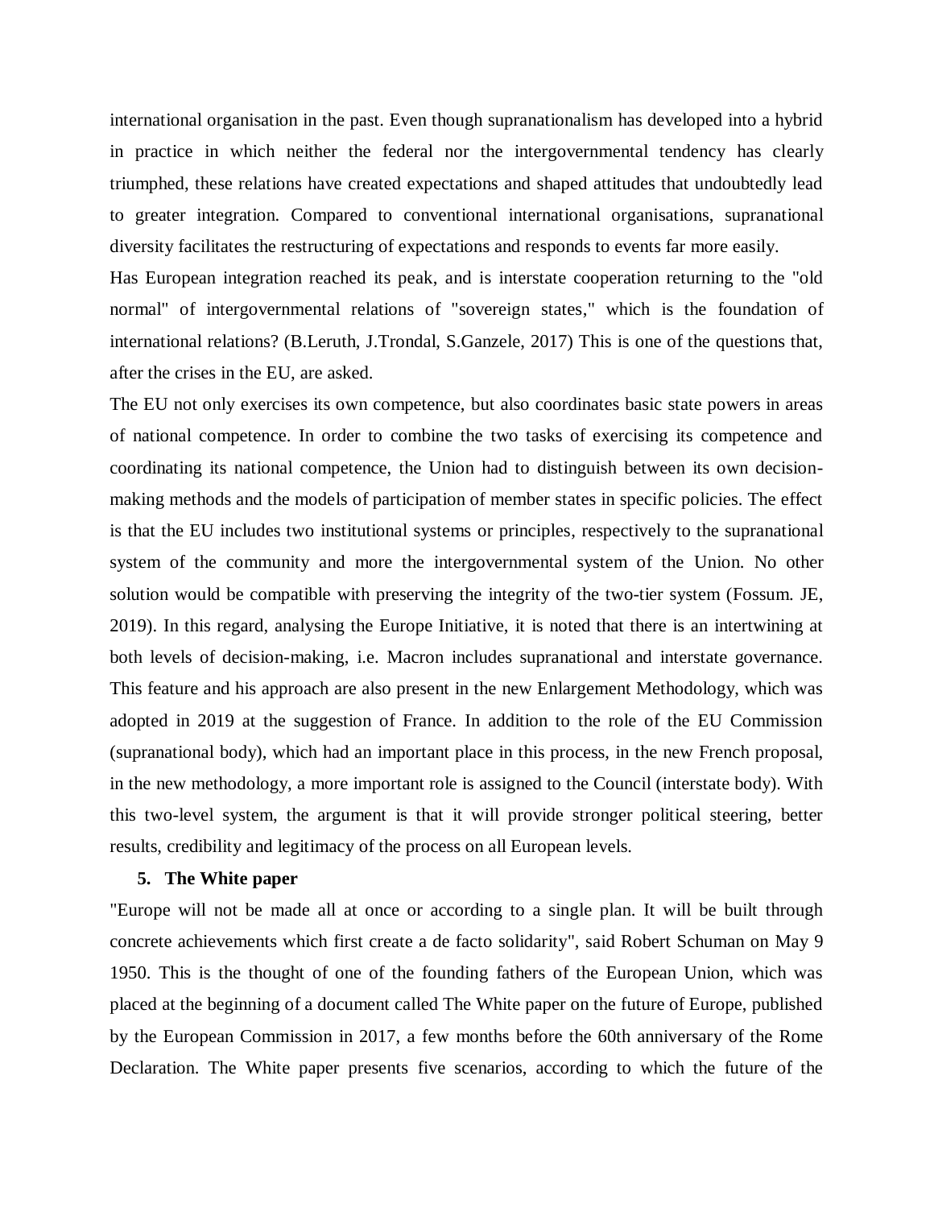international organisation in the past. Even though supranationalism has developed into a hybrid in practice in which neither the federal nor the intergovernmental tendency has clearly triumphed, these relations have created expectations and shaped attitudes that undoubtedly lead to greater integration. Compared to conventional international organisations, supranational diversity facilitates the restructuring of expectations and responds to events far more easily.

Has European integration reached its peak, and is interstate cooperation returning to the "old normal" of intergovernmental relations of "sovereign states," which is the foundation of international relations? (B.Leruth, J.Trondal, S.Ganzele, 2017) This is one of the questions that, after the crises in the EU, are asked.

The EU not only exercises its own competence, but also coordinates basic state powers in areas of national competence. In order to combine the two tasks of exercising its competence and coordinating its national competence, the Union had to distinguish between its own decision-making methods and the models of participation of member states in specific policies. The effect is that the EU includes two institutional systems or principles, respectively to the supranational system of the community and more the intergovernmental system of the Union. No other solution would be compatible with preserving the integrity of the two-tier system (Fossum. JE, 2019). In this regard, analysing the Europe Initiative, it is noted that there is an intertwining at both levels of decision-making, i.e. Macron includes supranational and interstate governance. This feature and his approach are also present in the new Enlargement Methodology, which was adopted in 2019 at the suggestion of France. In addition to the role of the EU Commission (supranational body), which had an important place in this process, in the new French proposal, in the new methodology, a more important role is assigned to the Council (interstate body). With this two-level system, the argument is that it will provide stronger political steering, better results, credibility and legitimacy of the process on all European levels.

## 5. The White paper

"Europe will not be made all at once or according to a single plan. It will be built through concrete achievements which first create a de facto solidarity", said Robert Schuman on May 9 1950. This is the thought of one of the founding fathers of the European Union, which was placed at the beginning of a document called The White paper on the future of Europe, published by the European Commission in 2017, a few months before the 60th anniversary of the Rome Declaration. The White paper presents five scenarios, according to which the future of the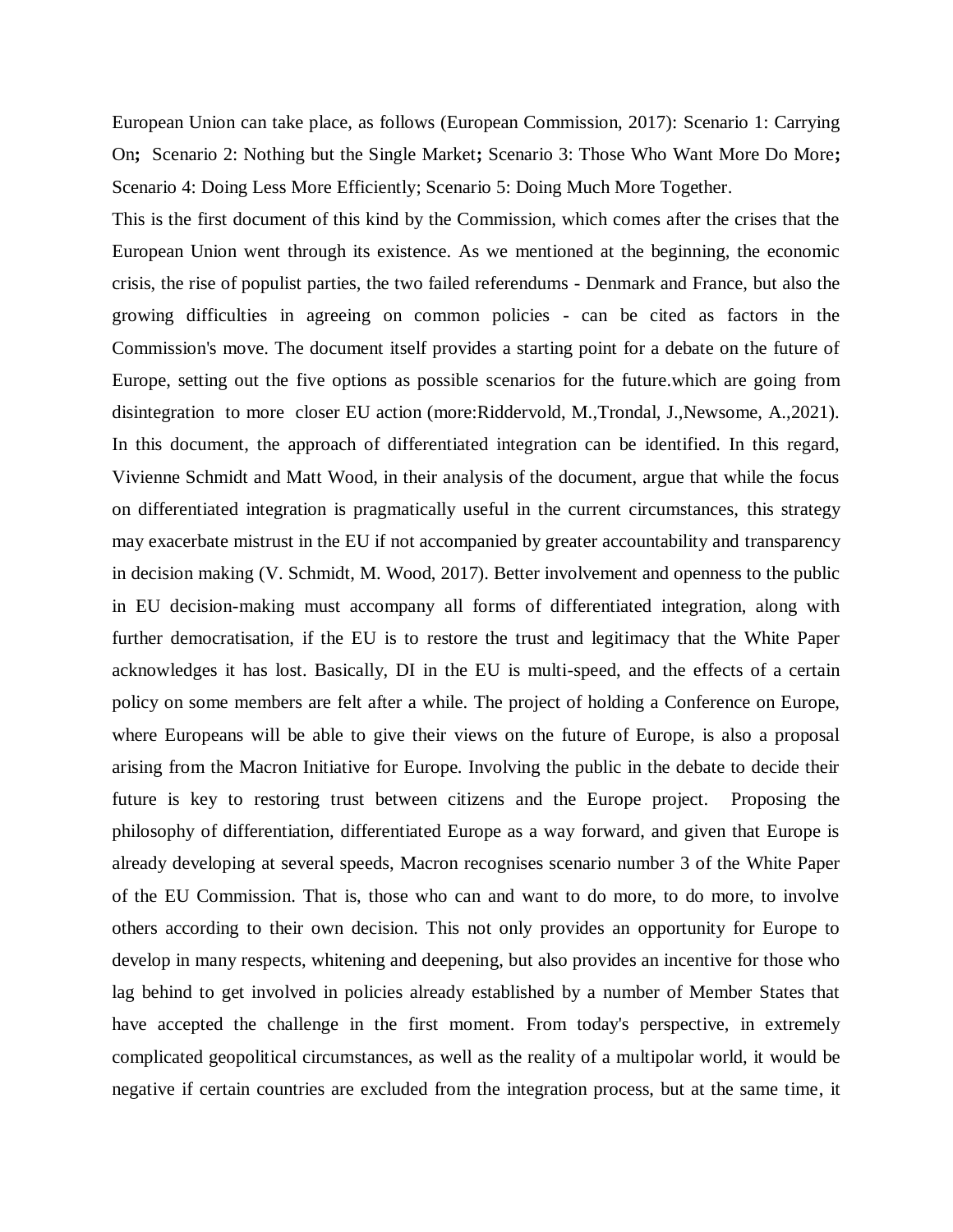European Union can take place, as follows (European Commission, 2017): Scenario 1: Carrying On**;** Scenario 2: Nothing but the Single Market**;** Scenario 3: Those Who Want More Do More**;** Scenario 4: Doing Less More Efficiently; Scenario 5: Doing Much More Together.

This is the first document of this kind by the Commission, which comes after the crises that the European Union went through its existence. As we mentioned at the beginning, the economic crisis, the rise of populist parties, the two failed referendums - Denmark and France, but also the growing difficulties in agreeing on common policies - can be cited as factors in the Commission's move. The document itself provides a starting point for a debate on the future of Europe, setting out the five options as possible scenarios for the future.which are going from disintegration to more closer EU action (more:Riddervold, M.,Trondal, J.,Newsome, A.,2021). In this document, the approach of differentiated integration can be identified. In this regard, Vivienne Schmidt and Matt Wood, in their analysis of the document, argue that while the focus on differentiated integration is pragmatically useful in the current circumstances, this strategy may exacerbate mistrust in the EU if not accompanied by greater accountability and transparency in decision making (V. Schmidt, M. Wood, 2017). Better involvement and openness to the public in EU decision-making must accompany all forms of differentiated integration, along with further democratisation, if the EU is to restore the trust and legitimacy that the White Paper acknowledges it has lost. Basically, DI in the EU is multi-speed, and the effects of a certain policy on some members are felt after a while. The project of holding a Conference on Europe, where Europeans will be able to give their views on the future of Europe, is also a proposal arising from the Macron Initiative for Europe. Involving the public in the debate to decide their future is key to restoring trust between citizens and the Europe project. Proposing the philosophy of differentiation, differentiated Europe as a way forward, and given that Europe is already developing at several speeds, Macron recognises scenario number 3 of the White Paper of the EU Commission. That is, those who can and want to do more, to do more, to involve others according to their own decision. This not only provides an opportunity for Europe to develop in many respects, whitening and deepening, but also provides an incentive for those who lag behind to get involved in policies already established by a number of Member States that have accepted the challenge in the first moment. From today's perspective, in extremely complicated geopolitical circumstances, as well as the reality of a multipolar world, it would be negative if certain countries are excluded from the integration process, but at the same time, it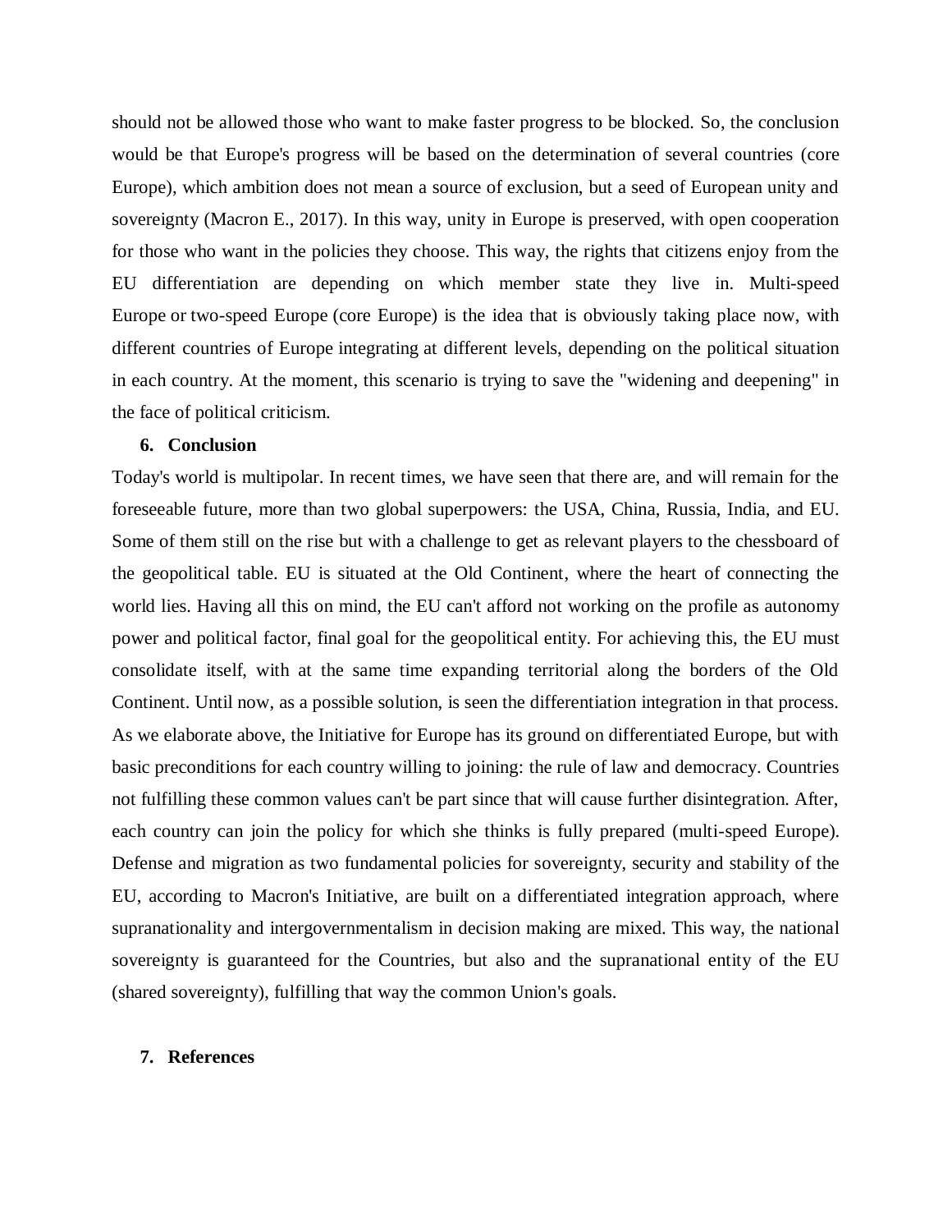should not be allowed those who want to make faster progress to be blocked. So, the conclusion would be that Europe's progress will be based on the determination of several countries (core Europe), which ambition does not mean a source of exclusion, but a seed of European unity and sovereignty (Macron E., 2017). In this way, unity in Europe is preserved, with open cooperation for those who want in the policies they choose. This way, the rights that citizens enjoy from the EU differentiation are depending on which member state they live in. Multi-speed Europe or two-speed Europe (core Europe) is the idea that is obviously taking place now, with different countries of Europe integrating at different levels, depending on the political situation in each country. At the moment, this scenario is trying to save the "widening and deepening" in the face of political criticism.

## 6. Conclusion

Today's world is multipolar. In recent times, we have seen that there are, and will remain for the foreseeable future, more than two global superpowers: the USA, China, Russia, India, and EU. Some of them still on the rise but with a challenge to get as relevant players to the chessboard of the geopolitical table. EU is situated at the Old Continent, where the heart of connecting the world lies. Having all this on mind, the EU can't afford not working on the profile as autonomy power and political factor, final goal for the geopolitical entity. For achieving this, the EU must consolidate itself, with at the same time expanding territorial along the borders of the Old Continent. Until now, as a possible solution, is seen the differentiation integration in that process. As we elaborate above, the Initiative for Europe has its ground on differentiated Europe, but with basic preconditions for each country willing to joining: the rule of law and democracy. Countries not fulfilling these common values can't be part since that will cause further disintegration. After, each country can join the policy for which she thinks is fully prepared (multi-speed Europe). Defense and migration as two fundamental policies for sovereignty, security and stability of the EU, according to Macron's Initiative, are built on a differentiated integration approach, where supranationality and intergovernmentalism in decision making are mixed. This way, the national sovereignty is guaranteed for the Countries, but also and the supranational entity of the EU (shared sovereignty), fulfilling that way the common Union's goals.

## 7. References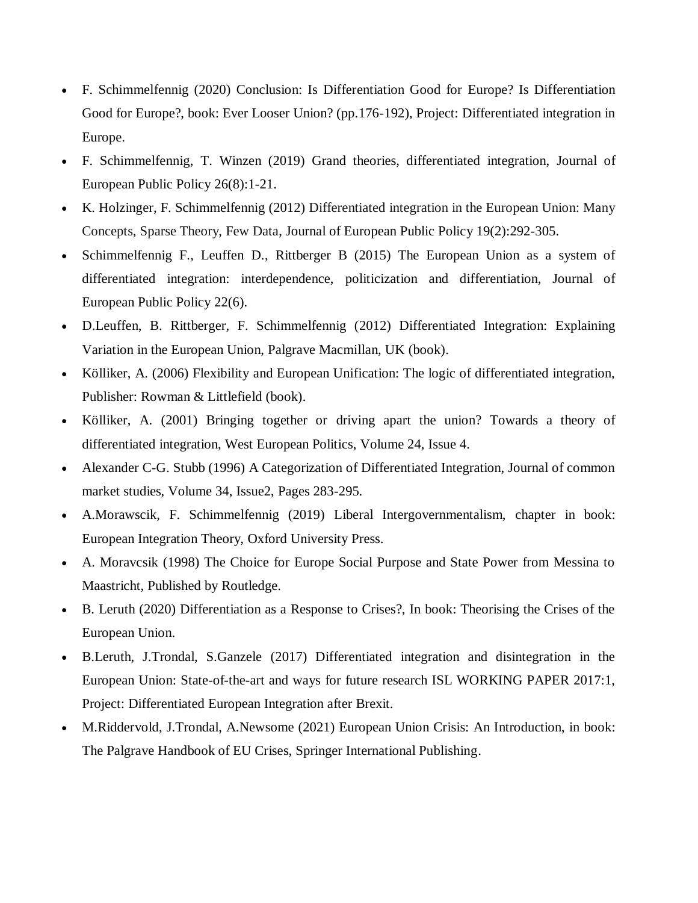- F. Schimmelfennig (2020) Conclusion: Is Differentiation Good for Europe? Is Differentiation Good for Europe?, book: Ever Looser Union? (pp.176-192), Project: Differentiated integration in Europe.
- F. Schimmelfennig, T. Winzen (2019) Grand theories, differentiated integration, Journal of European Public Policy 26(8):1-21.
- K. Holzinger, F. Schimmelfennig (2012) Differentiated integration in the European Union: Many Concepts, Sparse Theory, Few Data, Journal of European Public Policy 19(2):292-305.
- Schimmelfennig F., Leuffen D., Rittberger B (2015) The European Union as a system of differentiated integration: interdependence, politicization and differentiation, Journal of European Public Policy 22(6).
- D.Leuffen, B. Rittberger, F. Schimmelfennig (2012) Differentiated Integration: Explaining Variation in the European Union, Palgrave Macmillan, UK (book).
- Kölliker, A. (2006) Flexibility and European Unification: The logic of differentiated integration, Publisher: Rowman & Littlefield (book).
- Kölliker, A. (2001) Bringing together or driving apart the union? Towards a theory of differentiated integration, West European Politics, Volume 24, Issue 4.
- Alexander C-G. Stubb (1996) A Categorization of Differentiated Integration, Journal of common market studies, Volume 34, Issue2, Pages 283-295.
- A.Morawscik, F. Schimmelfennig (2019) Liberal Intergovernmentalism, chapter in book: European Integration Theory, Oxford University Press.
- A. Moravcsik (1998) The Choice for Europe Social Purpose and State Power from Messina to Maastricht, Published by Routledge.
- B. Leruth (2020) Differentiation as a Response to Crises?, In book: Theorising the Crises of the European Union.
- B.Leruth, J.Trondal, S.Ganzele (2017) Differentiated integration and disintegration in the European Union: State-of-the-art and ways for future research ISL WORKING PAPER 2017:1, Project: Differentiated European Integration after Brexit.
- M.Riddervold, J.Trondal, A.Newsome (2021) European Union Crisis: An Introduction, in book: The Palgrave Handbook of EU Crises, Springer International Publishing.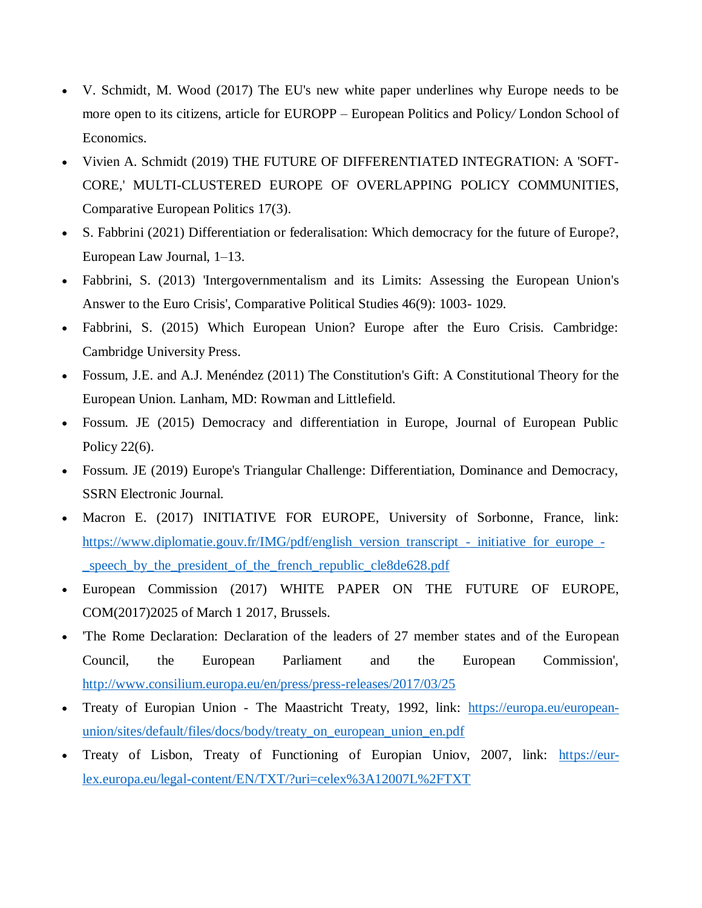- V. Schmidt, M. Wood (2017) The EU's new white paper underlines why Europe needs to be more open to its citizens, article for EUROPP – European Politics and Policy/ London School of Economics.
- Vivien A. Schmidt (2019) THE FUTURE OF DIFFERENTIATED INTEGRATION: A 'SOFT-CORE,' MULTI-CLUSTERED EUROPE OF OVERLAPPING POLICY COMMUNITIES, Comparative European Politics 17(3).
- S. Fabbrini (2021) Differentiation or federalisation: Which democracy for the future of Europe?, European Law Journal, 1–13.
- Fabbrini, S. (2013) 'Intergovernmentalism and its Limits: Assessing the European Union's Answer to the Euro Crisis', Comparative Political Studies 46(9): 1003- 1029.
- Fabbrini, S. (2015) Which European Union? Europe after the Euro Crisis. Cambridge: Cambridge University Press.
- Fossum, J.E. and A.J. Menéndez (2011) The Constitution's Gift: A Constitutional Theory for the European Union. Lanham, MD: Rowman and Littlefield.
- Fossum. JE (2015) Democracy and differentiation in Europe, Journal of European Public Policy 22(6).
- Fossum. JE (2019) Europe's Triangular Challenge: Differentiation, Dominance and Democracy, SSRN Electronic Journal.
- Macron E. (2017) INITIATIVE FOR EUROPE, University of Sorbonne, France, link: https://www.diplomatie.gouv.fr/IMG/pdf/english_version_transcript_-_initiative_for_europe_-_speech_by_the_president_of_the_french_republic_cle8de628.pdf
- European Commission (2017) WHITE PAPER ON THE FUTURE OF EUROPE, COM(2017)2025 of March 1 2017, Brussels.
- 'The Rome Declaration: Declaration of the leaders of 27 member states and of the European Council, the European Parliament and the European Commission', http://www.consilium.europa.eu/en/press/press-releases/2017/03/25
- Treaty of Europian Union - The Maastricht Treaty, 1992, link: https://europa.eu/european-union/sites/default/files/docs/body/treaty_on_european_union_en.pdf
- Treaty of Lisbon, Treaty of Functioning of Europian Uniov, 2007, link: https://eur-lex.europa.eu/legal-content/EN/TXT/?uri=celex%3A12007L%2FTXT